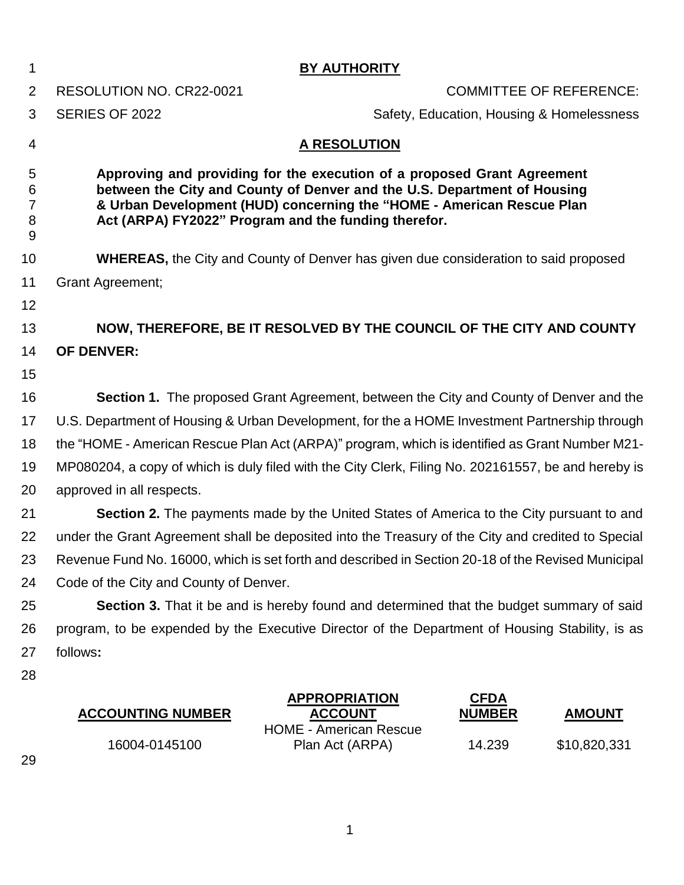**BY AUTHORITY**

RESOLUTION NO. CR22-0021 — COMMITTEE OF REFERENCE:

SERIES OF 2022 — Safety, Education, Housing & Homelessness

**A RESOLUTION**

**Approving and providing for the execution of a proposed Grant Agreement between the City and County of Denver and the U.S. Department of Housing & Urban Development (HUD) concerning the "HOME - American Rescue Plan Act (ARPA) FY2022" Program and the funding therefor.**

**WHEREAS,** the City and County of Denver has given due consideration to said proposed Grant Agreement;

**NOW, THEREFORE, BE IT RESOLVED BY THE COUNCIL OF THE CITY AND COUNTY OF DENVER:**

**Section 1.** The proposed Grant Agreement, between the City and County of Denver and the U.S. Department of Housing & Urban Development, for the a HOME Investment Partnership through the "HOME - American Rescue Plan Act (ARPA)" program, which is identified as Grant Number M21-MP080204, a copy of which is duly filed with the City Clerk, Filing No. 202161557, be and hereby is approved in all respects.

**Section 2.** The payments made by the United States of America to the City pursuant to and under the Grant Agreement shall be deposited into the Treasury of the City and credited to Special Revenue Fund No. 16000, which is set forth and described in Section 20-18 of the Revised Municipal Code of the City and County of Denver.

**Section 3.** That it be and is hereby found and determined that the budget summary of said program, to be expended by the Executive Director of the Department of Housing Stability, is as follows**:**

| ACCOUNTING NUMBER | APPROPRIATION ACCOUNT | CFDA NUMBER | AMOUNT |
|---|---|---|---|
| 16004-0145100 | HOME - American Rescue Plan Act (ARPA) | 14.239 | $10,820,331 |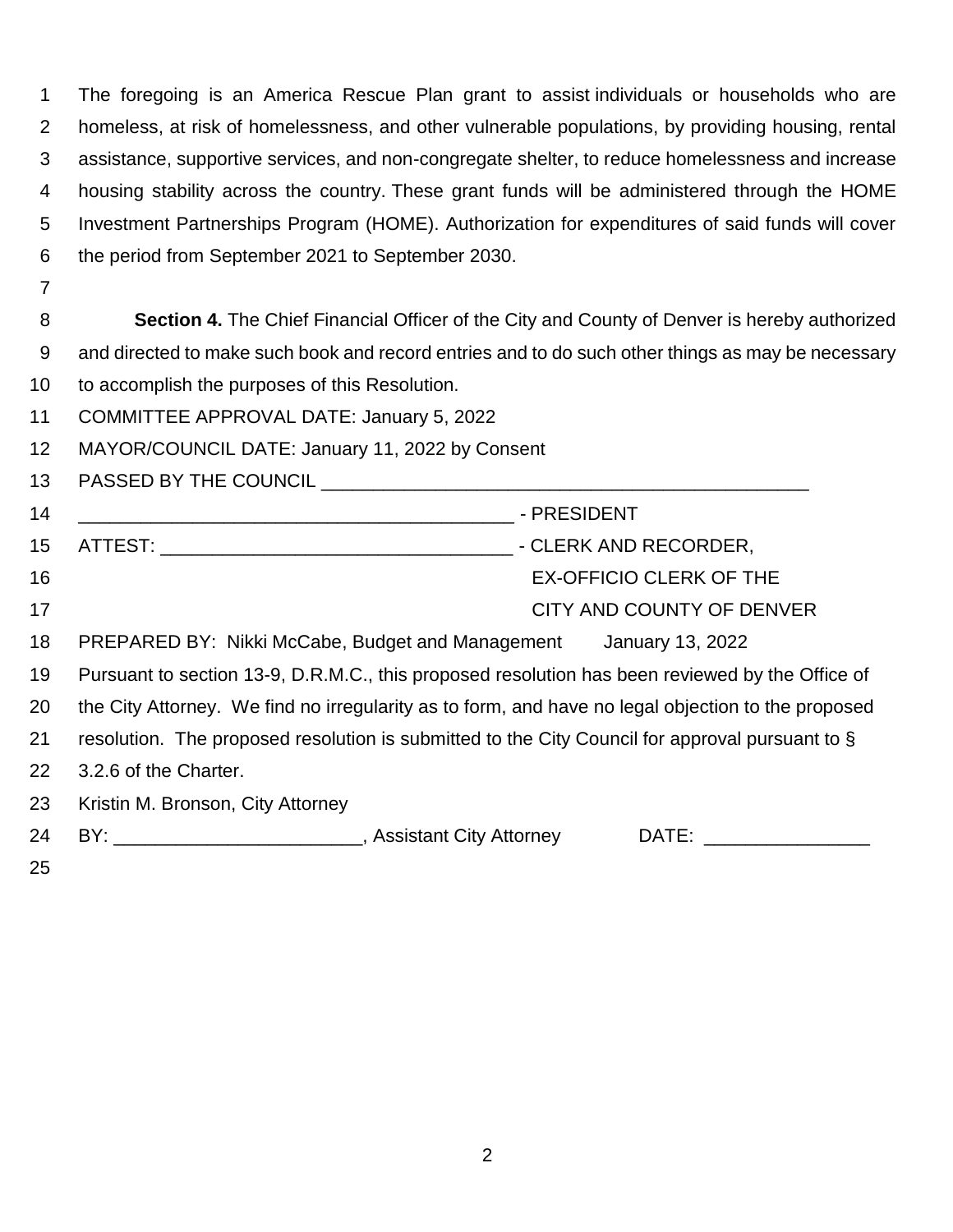The foregoing is an America Rescue Plan grant to assist individuals or households who are homeless, at risk of homelessness, and other vulnerable populations, by providing housing, rental assistance, supportive services, and non-congregate shelter, to reduce homelessness and increase housing stability across the country. These grant funds will be administered through the HOME Investment Partnerships Program (HOME). Authorization for expenditures of said funds will cover the period from September 2021 to September 2030.

**Section 4.** The Chief Financial Officer of the City and County of Denver is hereby authorized and directed to make such book and record entries and to do such other things as may be necessary to accomplish the purposes of this Resolution.

COMMITTEE APPROVAL DATE: January 5, 2022

MAYOR/COUNCIL DATE: January 11, 2022 by Consent

PASSED BY THE COUNCIL _______________________________________________

__________________________________________ - PRESIDENT

ATTEST: _________________________________ - CLERK AND RECORDER,
EX-OFFICIO CLERK OF THE
CITY AND COUNTY OF DENVER

PREPARED BY: Nikki McCabe, Budget and Management January 13, 2022

Pursuant to section 13-9, D.R.M.C., this proposed resolution has been reviewed by the Office of the City Attorney. We find no irregularity as to form, and have no legal objection to the proposed resolution. The proposed resolution is submitted to the City Council for approval pursuant to § 3.2.6 of the Charter.

Kristin M. Bronson, City Attorney

BY: _______________________, Assistant City Attorney DATE: ________________